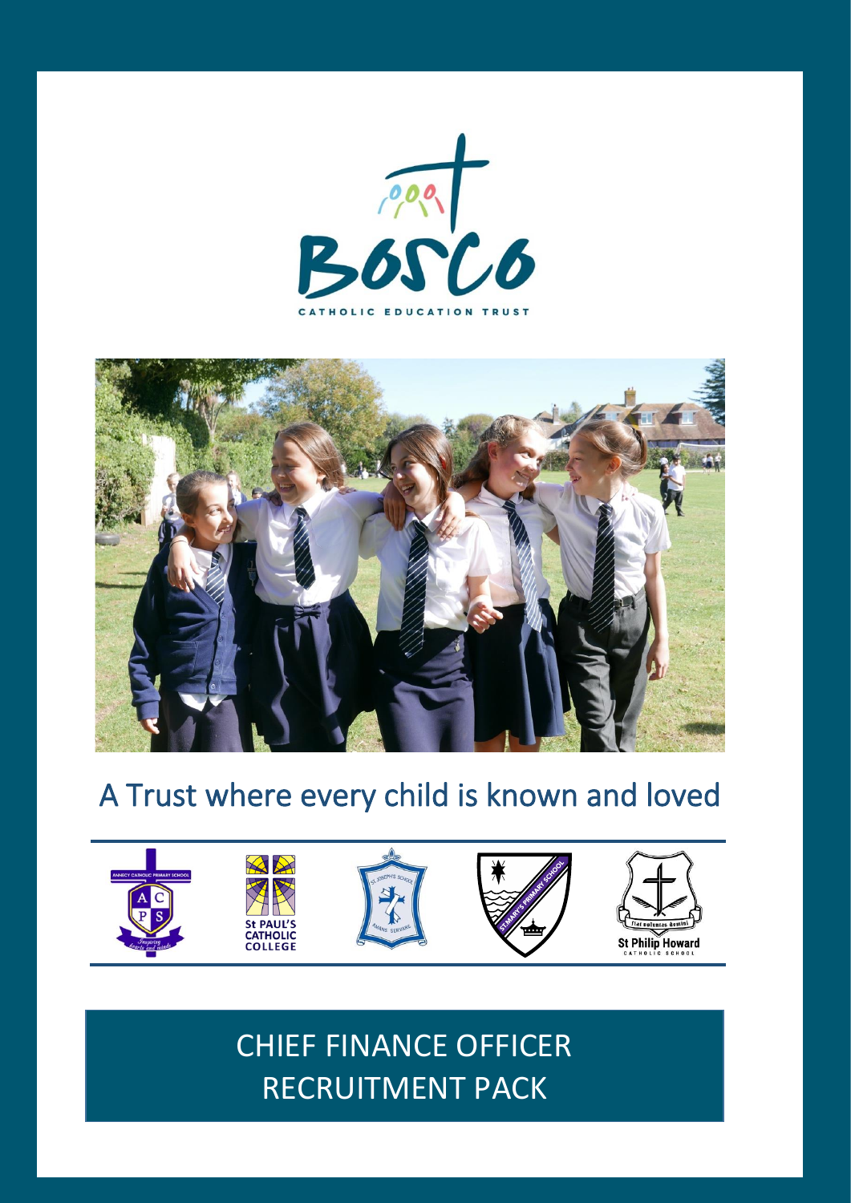BOSCO

CATHOLIC EDUCATION TRUST

## A Trust where every child is known and loved

ANNECY CATHOLIC PRIMARY SCHOOL

St PAUL'S CATHOLIC COLLEGE

St Philip Howard CATHOLIC SCHOOL

# CHIEF FINANCE OFFICER RECRUITMENT PACK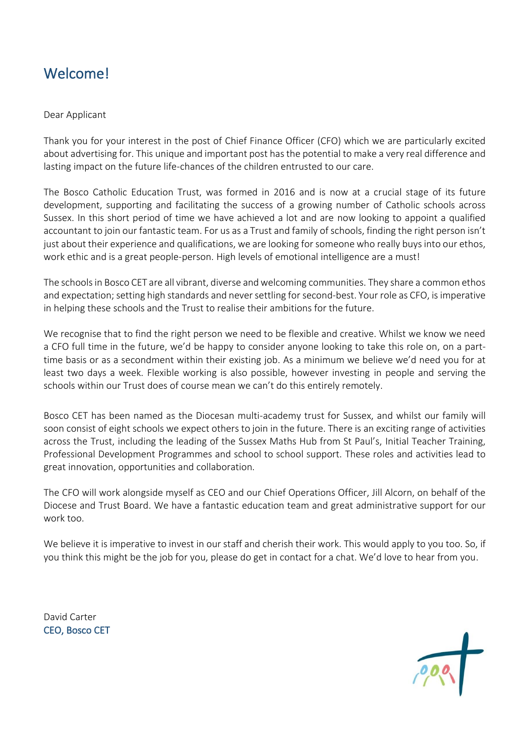# Welcome!

Dear Applicant

Thank you for your interest in the post of Chief Finance Officer (CFO) which we are particularly excited about advertising for. This unique and important post has the potential to make a very real difference and lasting impact on the future life-chances of the children entrusted to our care.

The Bosco Catholic Education Trust, was formed in 2016 and is now at a crucial stage of its future development, supporting and facilitating the success of a growing number of Catholic schools across Sussex. In this short period of time we have achieved a lot and are now looking to appoint a qualified accountant to join our fantastic team. For us as a Trust and family of schools, finding the right person isn't just about their experience and qualifications, we are looking for someone who really buys into our ethos, work ethic and is a great people-person. High levels of emotional intelligence are a must!

The schools in Bosco CET are all vibrant, diverse and welcoming communities. They share a common ethos and expectation; setting high standards and never settling for second-best. Your role as CFO, is imperative in helping these schools and the Trust to realise their ambitions for the future.

We recognise that to find the right person we need to be flexible and creative. Whilst we know we need a CFO full time in the future, we'd be happy to consider anyone looking to take this role on, on a part-time basis or as a secondment within their existing job. As a minimum we believe we'd need you for at least two days a week. Flexible working is also possible, however investing in people and serving the schools within our Trust does of course mean we can't do this entirely remotely.

Bosco CET has been named as the Diocesan multi-academy trust for Sussex, and whilst our family will soon consist of eight schools we expect others to join in the future. There is an exciting range of activities across the Trust, including the leading of the Sussex Maths Hub from St Paul's, Initial Teacher Training, Professional Development Programmes and school to school support. These roles and activities lead to great innovation, opportunities and collaboration.

The CFO will work alongside myself as CEO and our Chief Operations Officer, Jill Alcorn, on behalf of the Diocese and Trust Board. We have a fantastic education team and great administrative support for our work too.

We believe it is imperative to invest in our staff and cherish their work. This would apply to you too. So, if you think this might be the job for you, please do get in contact for a chat. We'd love to hear from you.

David Carter
CEO, Bosco CET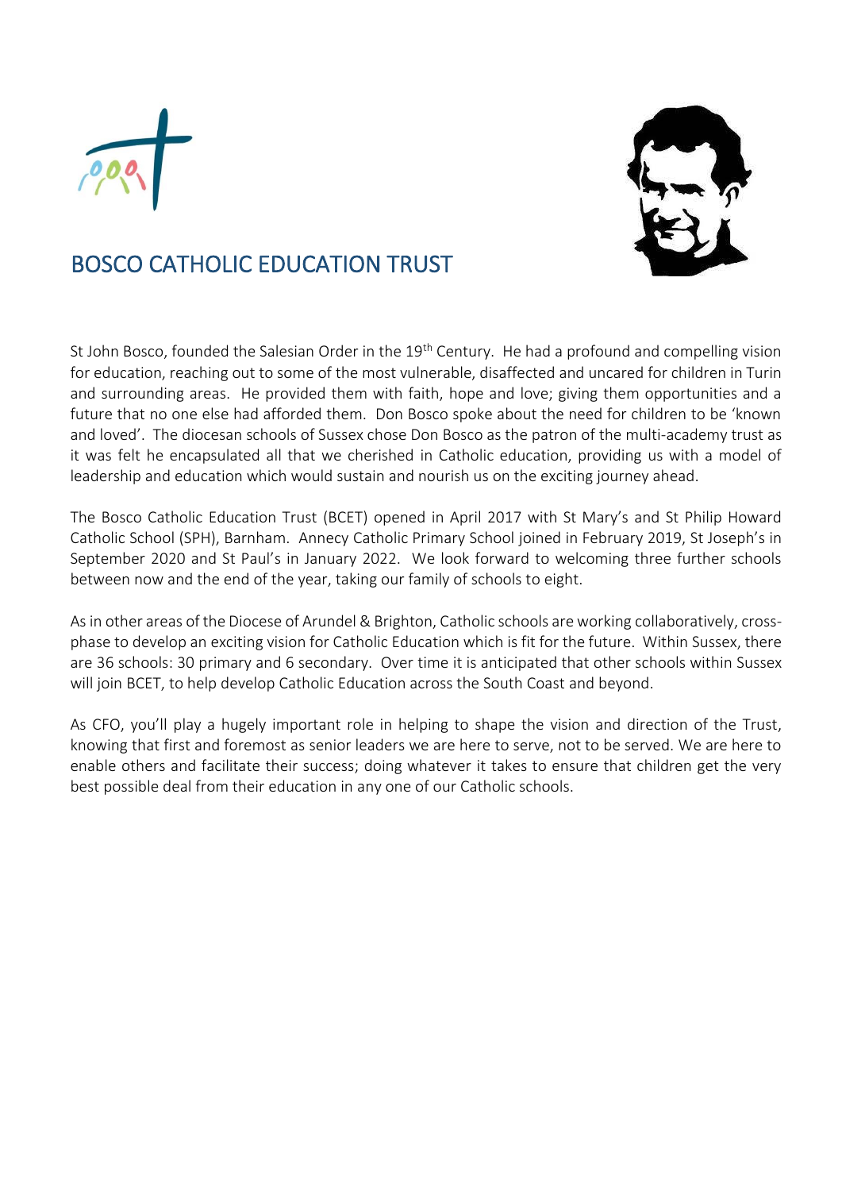# BOSCO CATHOLIC EDUCATION TRUST

St John Bosco, founded the Salesian Order in the 19th Century. He had a profound and compelling vision for education, reaching out to some of the most vulnerable, disaffected and uncared for children in Turin and surrounding areas. He provided them with faith, hope and love; giving them opportunities and a future that no one else had afforded them. Don Bosco spoke about the need for children to be 'known and loved'. The diocesan schools of Sussex chose Don Bosco as the patron of the multi-academy trust as it was felt he encapsulated all that we cherished in Catholic education, providing us with a model of leadership and education which would sustain and nourish us on the exciting journey ahead.

The Bosco Catholic Education Trust (BCET) opened in April 2017 with St Mary's and St Philip Howard Catholic School (SPH), Barnham. Annecy Catholic Primary School joined in February 2019, St Joseph's in September 2020 and St Paul's in January 2022. We look forward to welcoming three further schools between now and the end of the year, taking our family of schools to eight.

As in other areas of the Diocese of Arundel & Brighton, Catholic schools are working collaboratively, cross-phase to develop an exciting vision for Catholic Education which is fit for the future. Within Sussex, there are 36 schools: 30 primary and 6 secondary. Over time it is anticipated that other schools within Sussex will join BCET, to help develop Catholic Education across the South Coast and beyond.

As CFO, you'll play a hugely important role in helping to shape the vision and direction of the Trust, knowing that first and foremost as senior leaders we are here to serve, not to be served. We are here to enable others and facilitate their success; doing whatever it takes to ensure that children get the very best possible deal from their education in any one of our Catholic schools.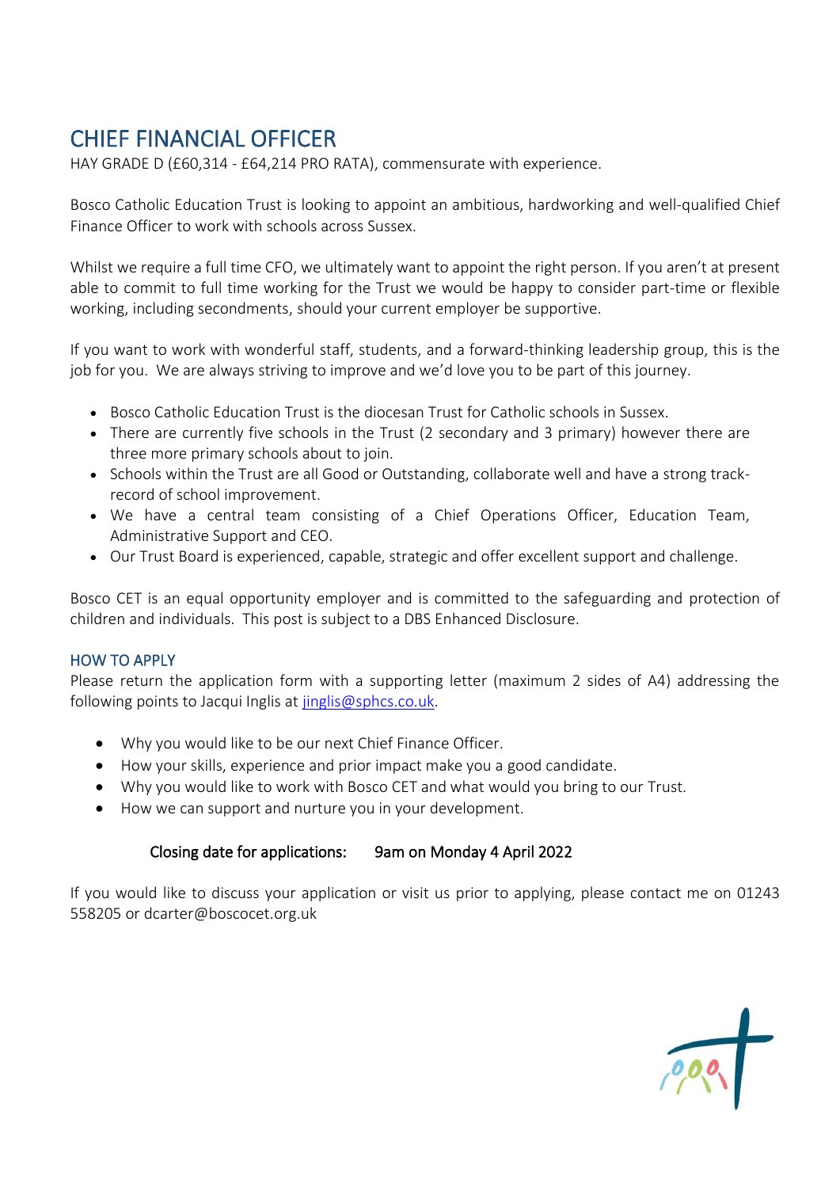# CHIEF FINANCIAL OFFICER

HAY GRADE D (£60,314 - £64,214 PRO RATA), commensurate with experience.

Bosco Catholic Education Trust is looking to appoint an ambitious, hardworking and well-qualified Chief Finance Officer to work with schools across Sussex.

Whilst we require a full time CFO, we ultimately want to appoint the right person. If you aren't at present able to commit to full time working for the Trust we would be happy to consider part-time or flexible working, including secondments, should your current employer be supportive.

If you want to work with wonderful staff, students, and a forward-thinking leadership group, this is the job for you. We are always striving to improve and we'd love you to be part of this journey.

- Bosco Catholic Education Trust is the diocesan Trust for Catholic schools in Sussex.
- There are currently five schools in the Trust (2 secondary and 3 primary) however there are three more primary schools about to join.
- Schools within the Trust are all Good or Outstanding, collaborate well and have a strong track-record of school improvement.
- We have a central team consisting of a Chief Operations Officer, Education Team, Administrative Support and CEO.
- Our Trust Board is experienced, capable, strategic and offer excellent support and challenge.

Bosco CET is an equal opportunity employer and is committed to the safeguarding and protection of children and individuals. This post is subject to a DBS Enhanced Disclosure.

## HOW TO APPLY

Please return the application form with a supporting letter (maximum 2 sides of A4) addressing the following points to Jacqui Inglis at jinglis@sphcs.co.uk.

- Why you would like to be our next Chief Finance Officer.
- How your skills, experience and prior impact make you a good candidate.
- Why you would like to work with Bosco CET and what would you bring to our Trust.
- How we can support and nurture you in your development.

**Closing date for applications: 9am on Monday 4 April 2022**

If you would like to discuss your application or visit us prior to applying, please contact me on 01243 558205 or dcarter@boscocet.org.uk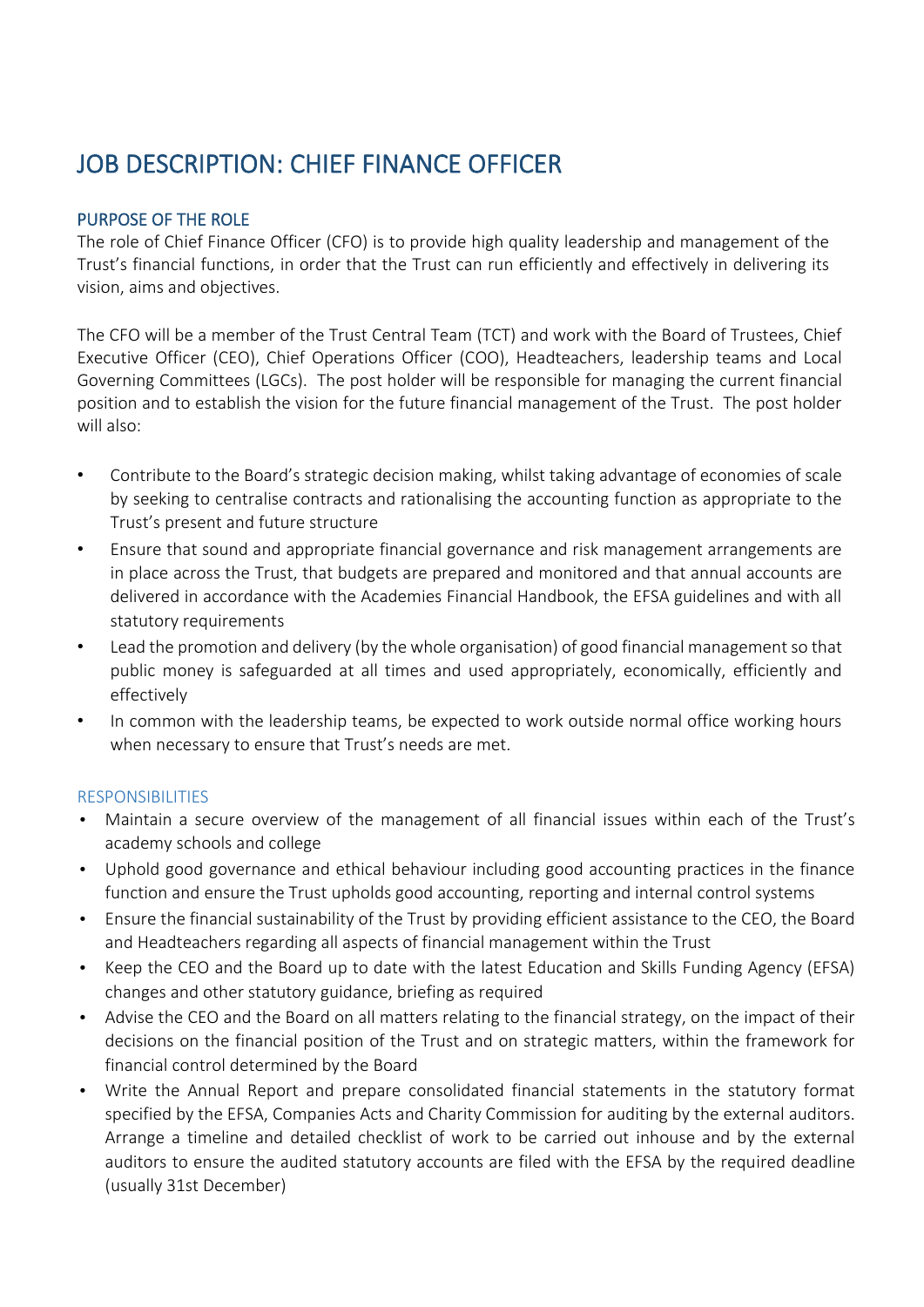# JOB DESCRIPTION: CHIEF FINANCE OFFICER

## PURPOSE OF THE ROLE

The role of Chief Finance Officer (CFO) is to provide high quality leadership and management of the Trust's financial functions, in order that the Trust can run efficiently and effectively in delivering its vision, aims and objectives.

The CFO will be a member of the Trust Central Team (TCT) and work with the Board of Trustees, Chief Executive Officer (CEO), Chief Operations Officer (COO), Headteachers, leadership teams and Local Governing Committees (LGCs). The post holder will be responsible for managing the current financial position and to establish the vision for the future financial management of the Trust. The post holder will also:

- Contribute to the Board's strategic decision making, whilst taking advantage of economies of scale by seeking to centralise contracts and rationalising the accounting function as appropriate to the Trust's present and future structure
- Ensure that sound and appropriate financial governance and risk management arrangements are in place across the Trust, that budgets are prepared and monitored and that annual accounts are delivered in accordance with the Academies Financial Handbook, the EFSA guidelines and with all statutory requirements
- Lead the promotion and delivery (by the whole organisation) of good financial management so that public money is safeguarded at all times and used appropriately, economically, efficiently and effectively
- In common with the leadership teams, be expected to work outside normal office working hours when necessary to ensure that Trust's needs are met.

### RESPONSIBILITIES

- Maintain a secure overview of the management of all financial issues within each of the Trust's academy schools and college
- Uphold good governance and ethical behaviour including good accounting practices in the finance function and ensure the Trust upholds good accounting, reporting and internal control systems
- Ensure the financial sustainability of the Trust by providing efficient assistance to the CEO, the Board and Headteachers regarding all aspects of financial management within the Trust
- Keep the CEO and the Board up to date with the latest Education and Skills Funding Agency (EFSA) changes and other statutory guidance, briefing as required
- Advise the CEO and the Board on all matters relating to the financial strategy, on the impact of their decisions on the financial position of the Trust and on strategic matters, within the framework for financial control determined by the Board
- Write the Annual Report and prepare consolidated financial statements in the statutory format specified by the EFSA, Companies Acts and Charity Commission for auditing by the external auditors. Arrange a timeline and detailed checklist of work to be carried out inhouse and by the external auditors to ensure the audited statutory accounts are filed with the EFSA by the required deadline (usually 31st December)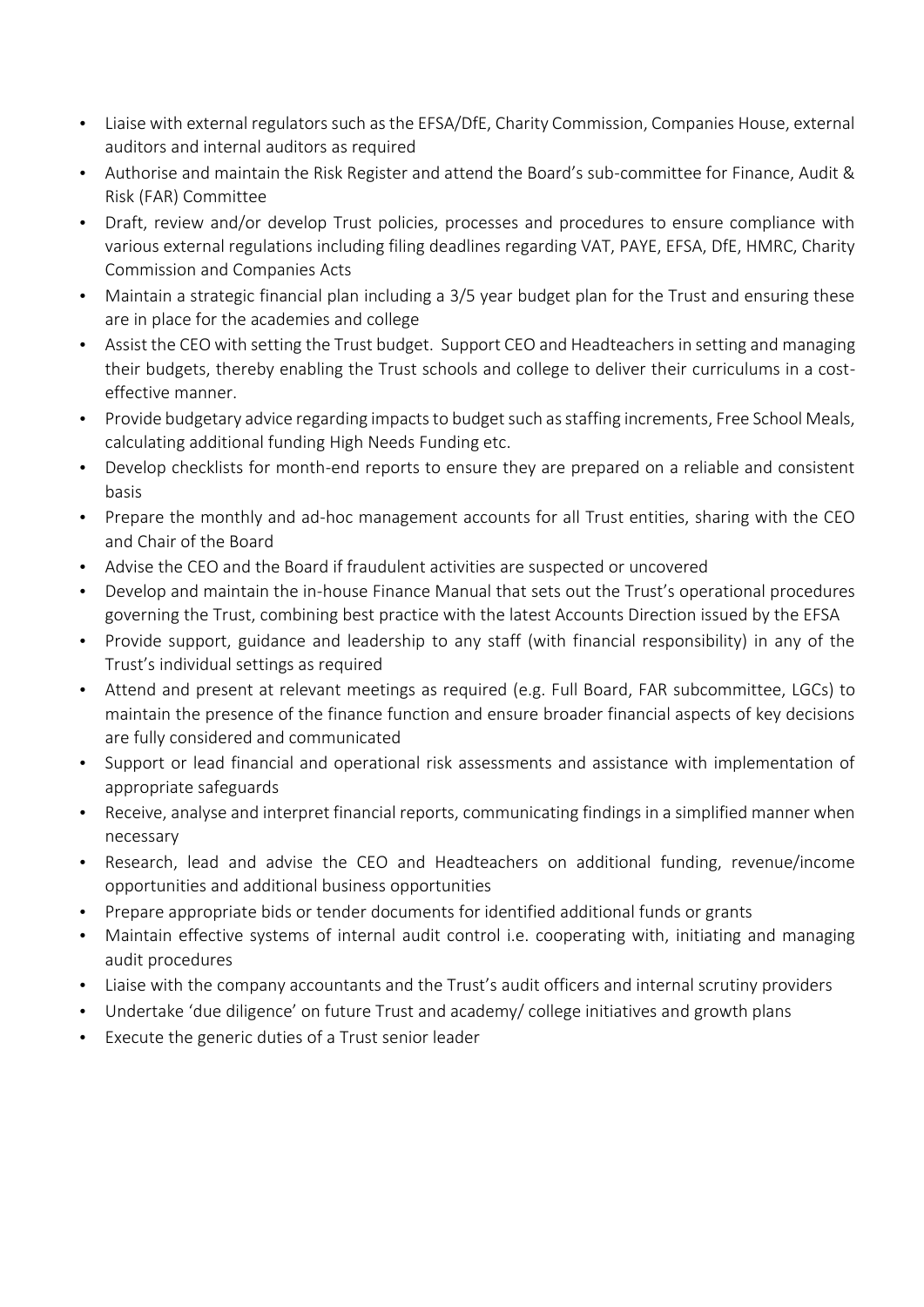- Liaise with external regulators such as the EFSA/DfE, Charity Commission, Companies House, external auditors and internal auditors as required
- Authorise and maintain the Risk Register and attend the Board's sub-committee for Finance, Audit & Risk (FAR) Committee
- Draft, review and/or develop Trust policies, processes and procedures to ensure compliance with various external regulations including filing deadlines regarding VAT, PAYE, EFSA, DfE, HMRC, Charity Commission and Companies Acts
- Maintain a strategic financial plan including a 3/5 year budget plan for the Trust and ensuring these are in place for the academies and college
- Assist the CEO with setting the Trust budget. Support CEO and Headteachers in setting and managing their budgets, thereby enabling the Trust schools and college to deliver their curriculums in a cost-effective manner.
- Provide budgetary advice regarding impacts to budget such as staffing increments, Free School Meals, calculating additional funding High Needs Funding etc.
- Develop checklists for month-end reports to ensure they are prepared on a reliable and consistent basis
- Prepare the monthly and ad-hoc management accounts for all Trust entities, sharing with the CEO and Chair of the Board
- Advise the CEO and the Board if fraudulent activities are suspected or uncovered
- Develop and maintain the in-house Finance Manual that sets out the Trust's operational procedures governing the Trust, combining best practice with the latest Accounts Direction issued by the EFSA
- Provide support, guidance and leadership to any staff (with financial responsibility) in any of the Trust's individual settings as required
- Attend and present at relevant meetings as required (e.g. Full Board, FAR subcommittee, LGCs) to maintain the presence of the finance function and ensure broader financial aspects of key decisions are fully considered and communicated
- Support or lead financial and operational risk assessments and assistance with implementation of appropriate safeguards
- Receive, analyse and interpret financial reports, communicating findings in a simplified manner when necessary
- Research, lead and advise the CEO and Headteachers on additional funding, revenue/income opportunities and additional business opportunities
- Prepare appropriate bids or tender documents for identified additional funds or grants
- Maintain effective systems of internal audit control i.e. cooperating with, initiating and managing audit procedures
- Liaise with the company accountants and the Trust's audit officers and internal scrutiny providers
- Undertake 'due diligence' on future Trust and academy/ college initiatives and growth plans
- Execute the generic duties of a Trust senior leader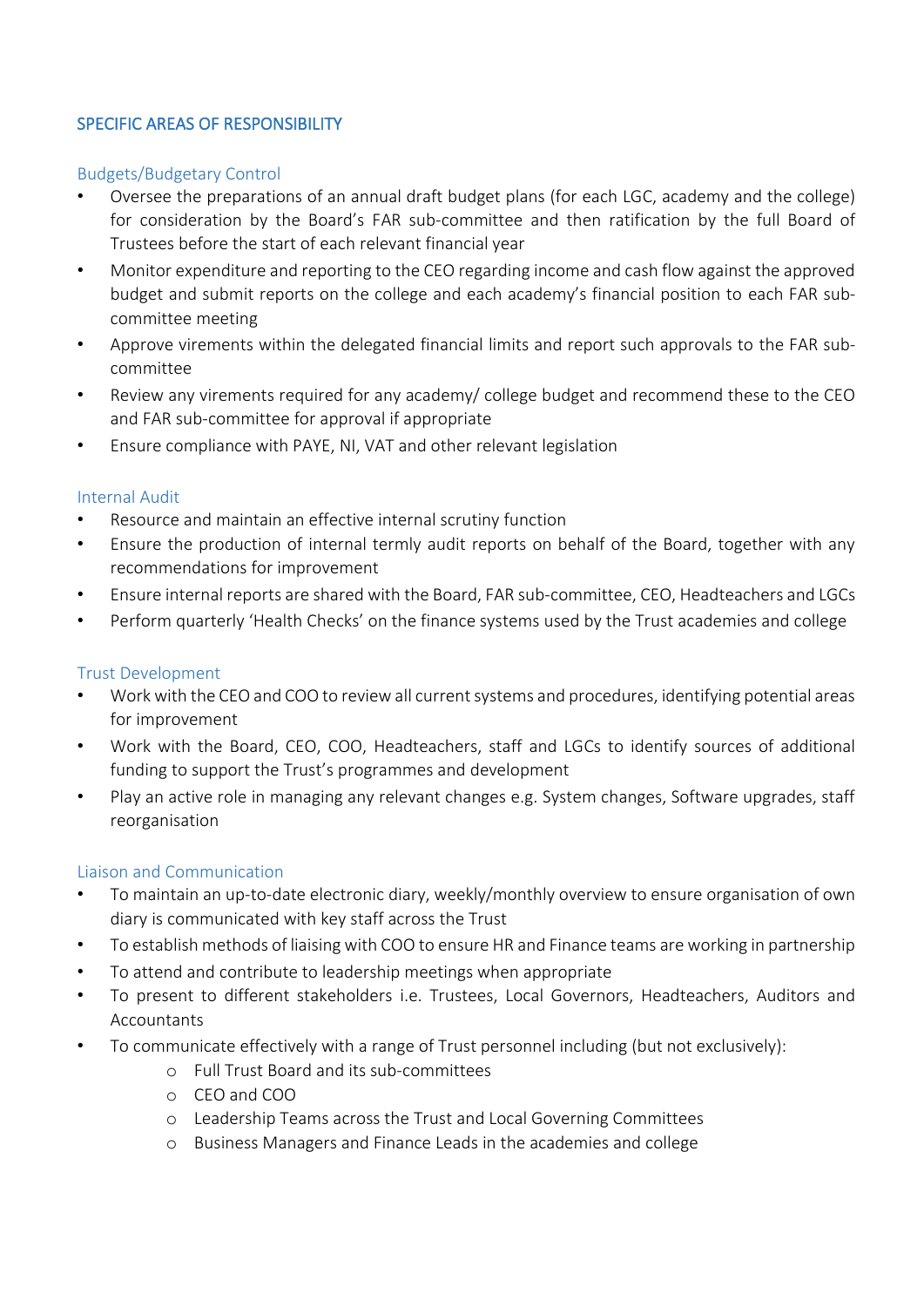## SPECIFIC AREAS OF RESPONSIBILITY

### Budgets/Budgetary Control

- Oversee the preparations of an annual draft budget plans (for each LGC, academy and the college) for consideration by the Board's FAR sub-committee and then ratification by the full Board of Trustees before the start of each relevant financial year
- Monitor expenditure and reporting to the CEO regarding income and cash flow against the approved budget and submit reports on the college and each academy's financial position to each FAR sub-committee meeting
- Approve virements within the delegated financial limits and report such approvals to the FAR sub-committee
- Review any virements required for any academy/ college budget and recommend these to the CEO and FAR sub-committee for approval if appropriate
- Ensure compliance with PAYE, NI, VAT and other relevant legislation

### Internal Audit

- Resource and maintain an effective internal scrutiny function
- Ensure the production of internal termly audit reports on behalf of the Board, together with any recommendations for improvement
- Ensure internal reports are shared with the Board, FAR sub-committee, CEO, Headteachers and LGCs
- Perform quarterly 'Health Checks' on the finance systems used by the Trust academies and college

### Trust Development

- Work with the CEO and COO to review all current systems and procedures, identifying potential areas for improvement
- Work with the Board, CEO, COO, Headteachers, staff and LGCs to identify sources of additional funding to support the Trust's programmes and development
- Play an active role in managing any relevant changes e.g. System changes, Software upgrades, staff reorganisation

### Liaison and Communication

- To maintain an up-to-date electronic diary, weekly/monthly overview to ensure organisation of own diary is communicated with key staff across the Trust
- To establish methods of liaising with COO to ensure HR and Finance teams are working in partnership
- To attend and contribute to leadership meetings when appropriate
- To present to different stakeholders i.e. Trustees, Local Governors, Headteachers, Auditors and Accountants
- To communicate effectively with a range of Trust personnel including (but not exclusively):
  - Full Trust Board and its sub-committees
  - CEO and COO
  - Leadership Teams across the Trust and Local Governing Committees
  - Business Managers and Finance Leads in the academies and college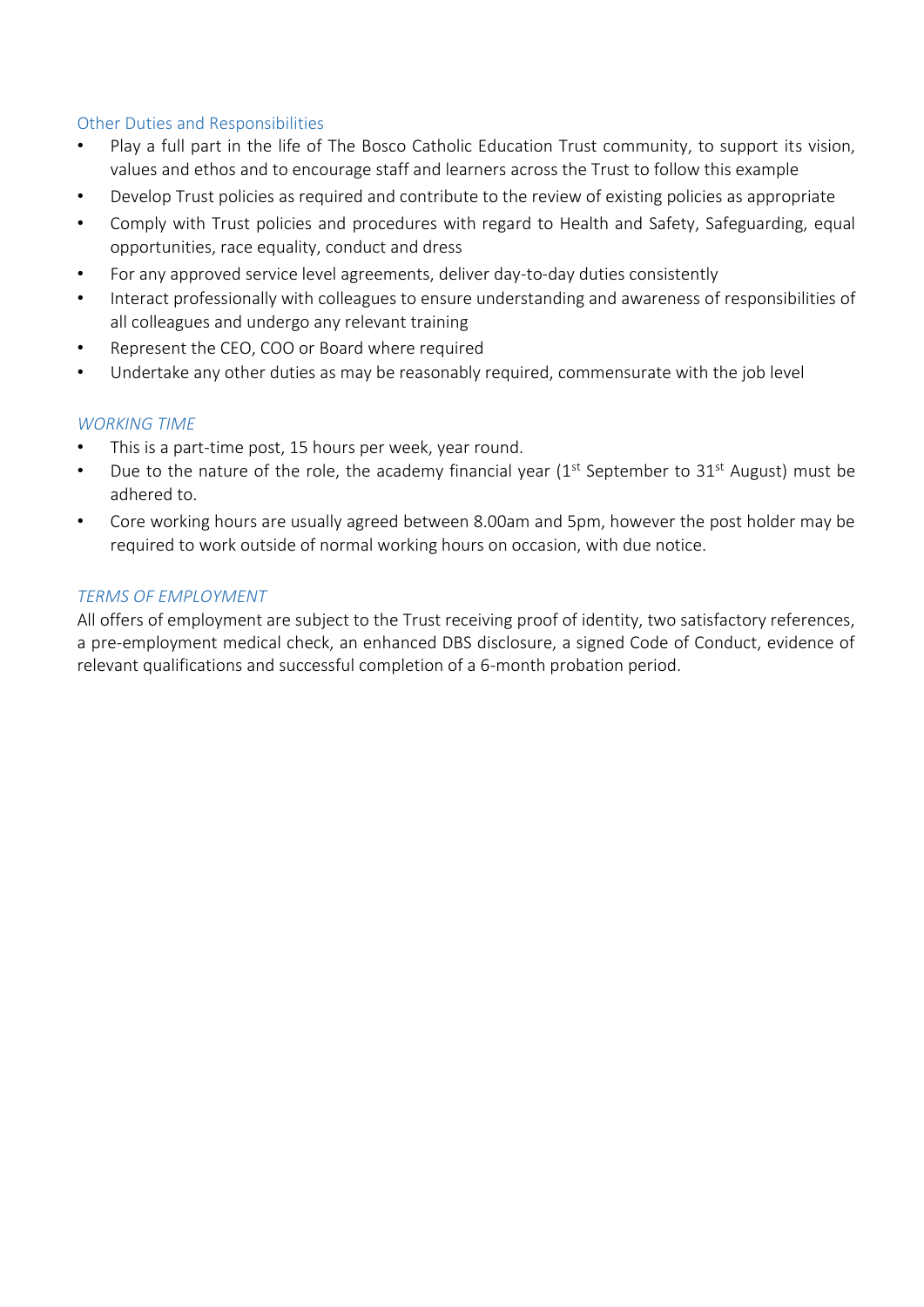### Other Duties and Responsibilities

- Play a full part in the life of The Bosco Catholic Education Trust community, to support its vision, values and ethos and to encourage staff and learners across the Trust to follow this example
- Develop Trust policies as required and contribute to the review of existing policies as appropriate
- Comply with Trust policies and procedures with regard to Health and Safety, Safeguarding, equal opportunities, race equality, conduct and dress
- For any approved service level agreements, deliver day-to-day duties consistently
- Interact professionally with colleagues to ensure understanding and awareness of responsibilities of all colleagues and undergo any relevant training
- Represent the CEO, COO or Board where required
- Undertake any other duties as may be reasonably required, commensurate with the job level

### *WORKING TIME*

- This is a part-time post, 15 hours per week, year round.
- Due to the nature of the role, the academy financial year (1st September to 31st August) must be adhered to.
- Core working hours are usually agreed between 8.00am and 5pm, however the post holder may be required to work outside of normal working hours on occasion, with due notice.

### *TERMS OF EMPLOYMENT*

All offers of employment are subject to the Trust receiving proof of identity, two satisfactory references, a pre-employment medical check, an enhanced DBS disclosure, a signed Code of Conduct, evidence of relevant qualifications and successful completion of a 6-month probation period.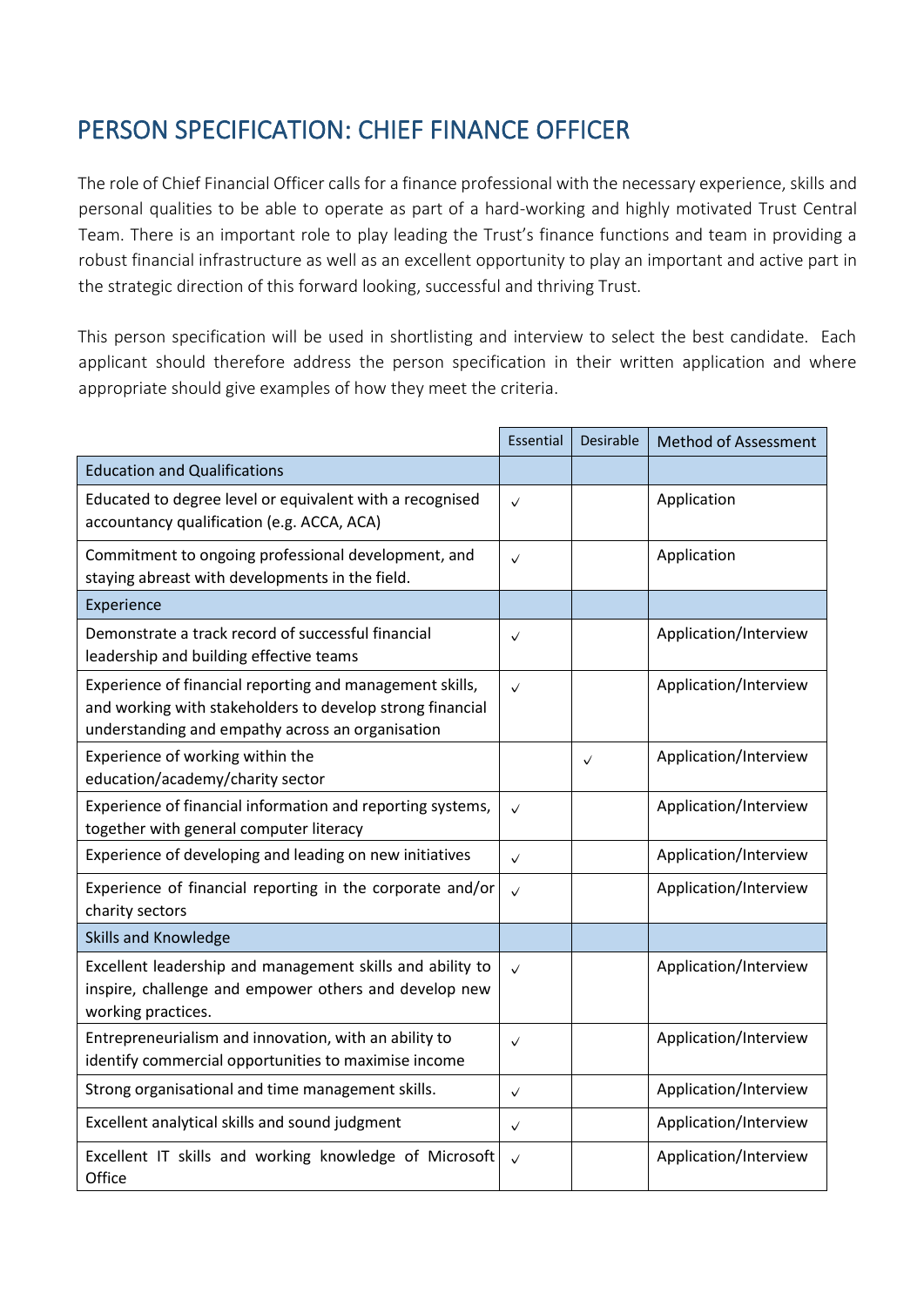# PERSON SPECIFICATION: CHIEF FINANCE OFFICER

The role of Chief Financial Officer calls for a finance professional with the necessary experience, skills and personal qualities to be able to operate as part of a hard-working and highly motivated Trust Central Team. There is an important role to play leading the Trust's finance functions and team in providing a robust financial infrastructure as well as an excellent opportunity to play an important and active part in the strategic direction of this forward looking, successful and thriving Trust.

This person specification will be used in shortlisting and interview to select the best candidate. Each applicant should therefore address the person specification in their written application and where appropriate should give examples of how they meet the criteria.

| | Essential | Desirable | Method of Assessment |
|---|---|---|---|
| Education and Qualifications | | | |
| Educated to degree level or equivalent with a recognised accountancy qualification (e.g. ACCA, ACA) | ✓ | | Application |
| Commitment to ongoing professional development, and staying abreast with developments in the field. | ✓ | | Application |
| Experience | | | |
| Demonstrate a track record of successful financial leadership and building effective teams | ✓ | | Application/Interview |
| Experience of financial reporting and management skills, and working with stakeholders to develop strong financial understanding and empathy across an organisation | ✓ | | Application/Interview |
| Experience of working within the education/academy/charity sector | | ✓ | Application/Interview |
| Experience of financial information and reporting systems, together with general computer literacy | ✓ | | Application/Interview |
| Experience of developing and leading on new initiatives | ✓ | | Application/Interview |
| Experience of financial reporting in the corporate and/or charity sectors | ✓ | | Application/Interview |
| Skills and Knowledge | | | |
| Excellent leadership and management skills and ability to inspire, challenge and empower others and develop new working practices. | ✓ | | Application/Interview |
| Entrepreneurialism and innovation, with an ability to identify commercial opportunities to maximise income | ✓ | | Application/Interview |
| Strong organisational and time management skills. | ✓ | | Application/Interview |
| Excellent analytical skills and sound judgment | ✓ | | Application/Interview |
| Excellent IT skills and working knowledge of Microsoft Office | ✓ | | Application/Interview |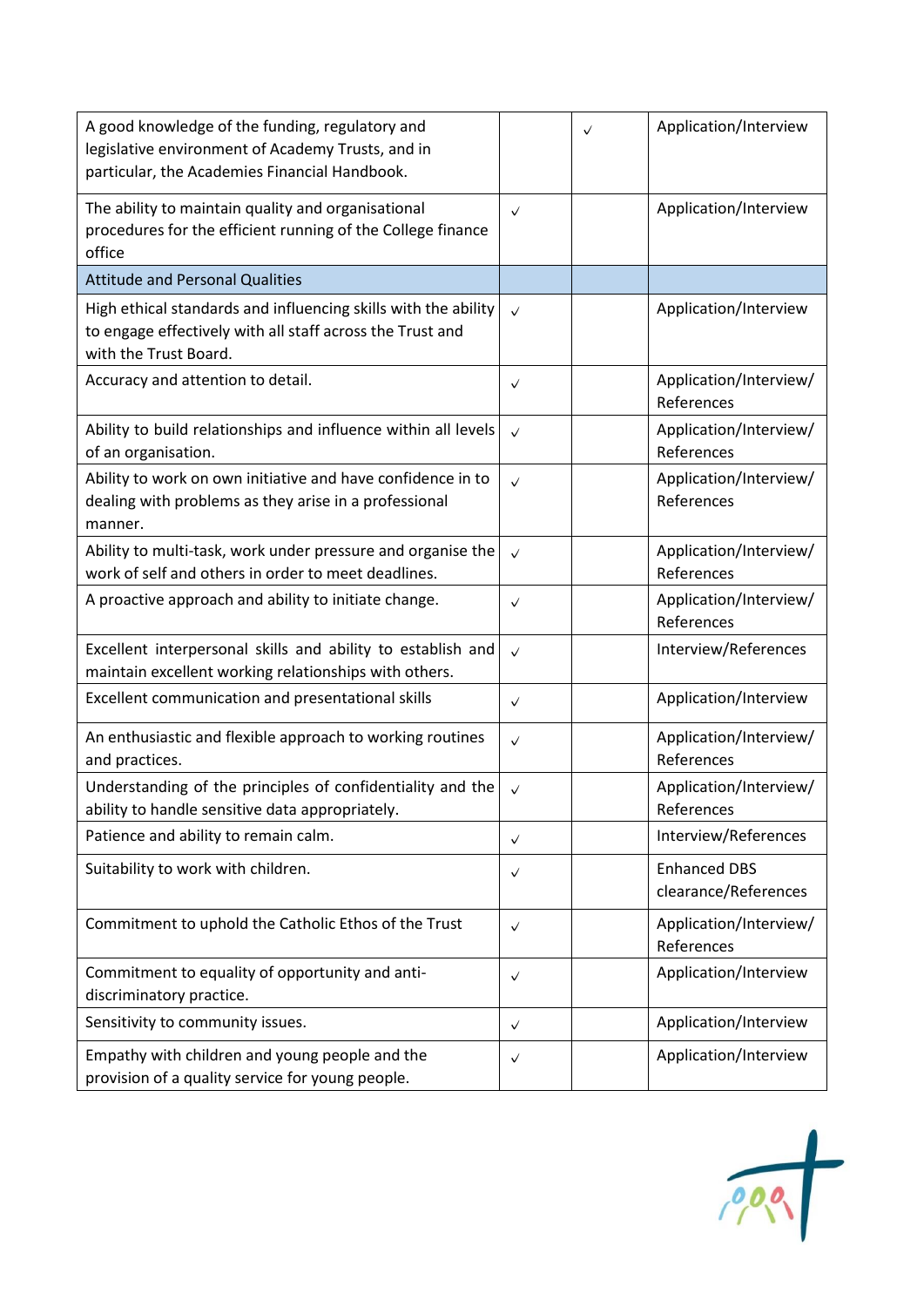| | | | |
|---|---|---|---|
| A good knowledge of the funding, regulatory and legislative environment of Academy Trusts, and in particular, the Academies Financial Handbook. | | ✓ | Application/Interview |
| The ability to maintain quality and organisational procedures for the efficient running of the College finance office | ✓ | | Application/Interview |
| Attitude and Personal Qualities | | | |
| High ethical standards and influencing skills with the ability to engage effectively with all staff across the Trust and with the Trust Board. | ✓ | | Application/Interview |
| Accuracy and attention to detail. | ✓ | | Application/Interview/ References |
| Ability to build relationships and influence within all levels of an organisation. | ✓ | | Application/Interview/ References |
| Ability to work on own initiative and have confidence in to dealing with problems as they arise in a professional manner. | ✓ | | Application/Interview/ References |
| Ability to multi-task, work under pressure and organise the work of self and others in order to meet deadlines. | ✓ | | Application/Interview/ References |
| A proactive approach and ability to initiate change. | ✓ | | Application/Interview/ References |
| Excellent interpersonal skills and ability to establish and maintain excellent working relationships with others. | ✓ | | Interview/References |
| Excellent communication and presentational skills | ✓ | | Application/Interview |
| An enthusiastic and flexible approach to working routines and practices. | ✓ | | Application/Interview/ References |
| Understanding of the principles of confidentiality and the ability to handle sensitive data appropriately. | ✓ | | Application/Interview/ References |
| Patience and ability to remain calm. | ✓ | | Interview/References |
| Suitability to work with children. | ✓ | | Enhanced DBS clearance/References |
| Commitment to uphold the Catholic Ethos of the Trust | ✓ | | Application/Interview/ References |
| Commitment to equality of opportunity and anti-discriminatory practice. | ✓ | | Application/Interview |
| Sensitivity to community issues. | ✓ | | Application/Interview |
| Empathy with children and young people and the provision of a quality service for young people. | ✓ | | Application/Interview |